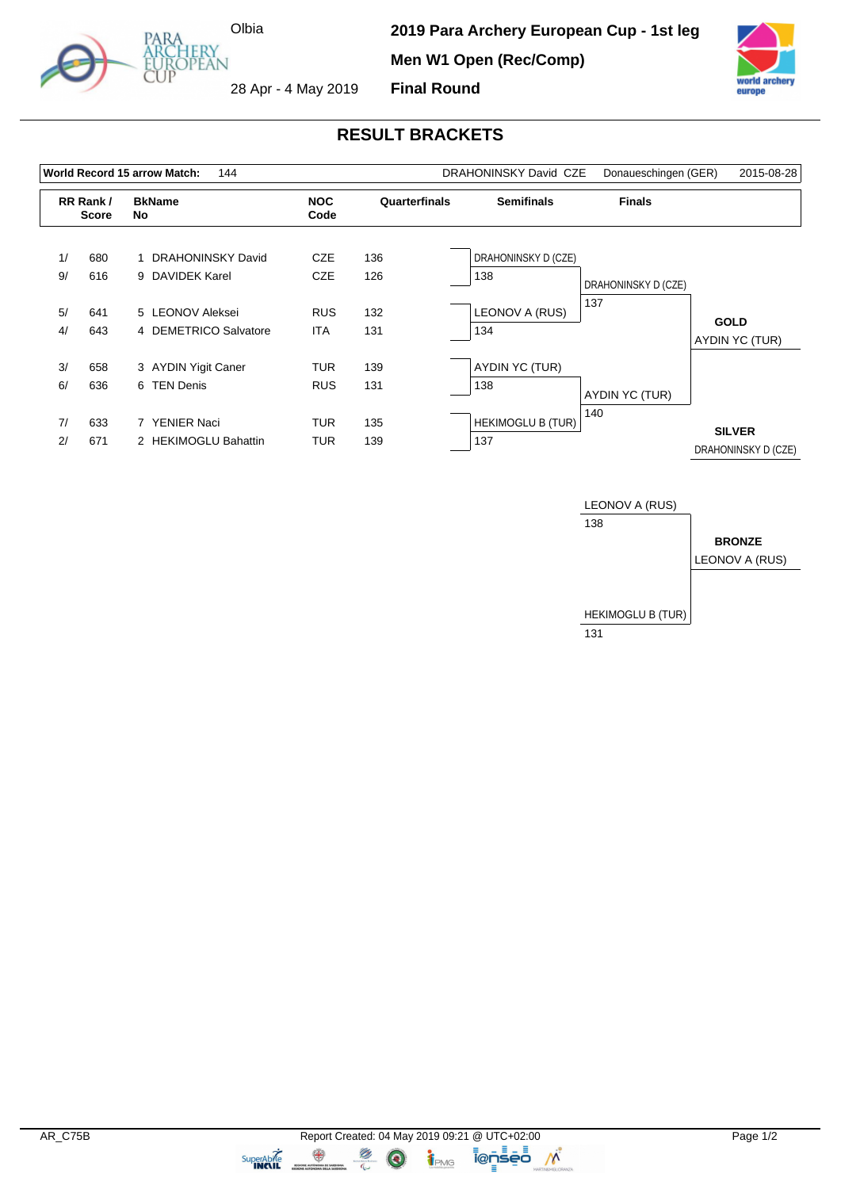# 2019 Para Archery European Cup - 1st leg

**Men W1 Open (Rec/Comp)**

**Final Round**

Olbia

28 Apr - 4 May 2019

## RESULT BRACKETS

| World Record 15 arrow Match: | 144 | DRAHONINSKY David CZE | Donaueschingen (GER) | 2015-08-28 |
|---|---|---|---|---|

| RR Rank / Score | | BkName No | NOC Code | Quarterfinals |
|---|---|---|---|---|
| 1/ | 680 | 1 DRAHONINSKY David | CZE | 136 |
| 9/ | 616 | 9 DAVIDEK Karel | CZE | 126 |
| 5/ | 641 | 5 LEONOV Aleksei | RUS | 132 |
| 4/ | 643 | 4 DEMETRICO Salvatore | ITA | 131 |
| 3/ | 658 | 3 AYDIN Yigit Caner | TUR | 139 |
| 6/ | 636 | 6 TEN Denis | RUS | 131 |
| 7/ | 633 | 7 YENIER Naci | TUR | 135 |
| 2/ | 671 | 2 HEKIMOGLU Bahattin | TUR | 139 |

### Semifinals

| Athlete | Score |
|---|---|
| DRAHONINSKY D (CZE) | 138 |
| LEONOV A (RUS) | 134 |
| AYDIN YC (TUR) | 138 |
| HEKIMOGLU B (TUR) | 137 |

### Finals

| Athlete | Score |
|---|---|
| DRAHONINSKY D (CZE) | 137 |
| AYDIN YC (TUR) | 140 |

**GOLD**
AYDIN YC (TUR)

**SILVER**
DRAHONINSKY D (CZE)

### Bronze Match

| Athlete | Score |
|---|---|
| LEONOV A (RUS) | 138 |
| HEKIMOGLU B (TUR) | 131 |

**BRONZE**
LEONOV A (RUS)

AR_C75B

Report Created: 04 May 2019 09:21 @ UTC+02:00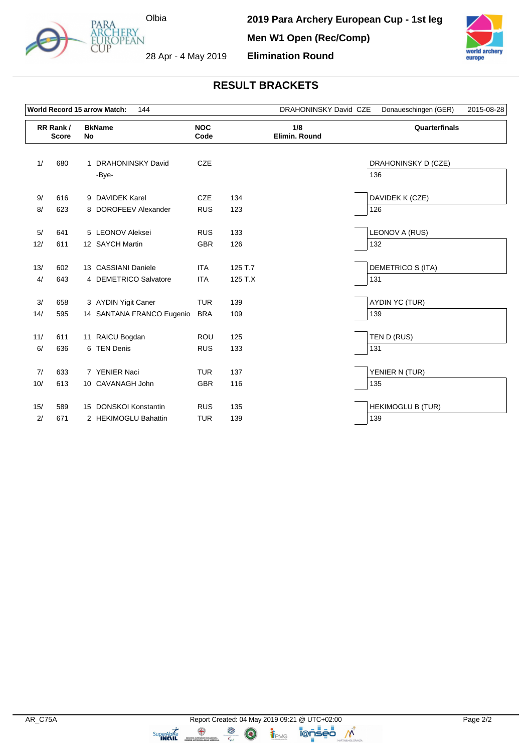Olbia

28 Apr - 4 May 2019

**2019 Para Archery European Cup - 1st leg**

**Men W1 Open (Rec/Comp)**

**Elimination Round**

## RESULT BRACKETS

| World Record 15 arrow Match: | 144 | DRAHONINSKY David CZE | Donaueschingen (GER) | 2015-08-28 |
|---|---|---|---|---|

| RR Rank / | Score | BkNo | Name | NOC Code | 1/8 Elimin. Round | Quarterfinals |
|---|---|---|---|---|---|---|
| 1/ | 680 | 1 | DRAHONINSKY David | CZE | | DRAHONINSKY D (CZE) |
| | | | -Bye- | | | 136 |
| 9/ | 616 | 9 | DAVIDEK Karel | CZE | 134 | DAVIDEK K (CZE) |
| 8/ | 623 | 8 | DOROFEEV Alexander | RUS | 123 | 126 |
| 5/ | 641 | 5 | LEONOV Aleksei | RUS | 133 | LEONOV A (RUS) |
| 12/ | 611 | 12 | SAYCH Martin | GBR | 126 | 132 |
| 13/ | 602 | 13 | CASSIANI Daniele | ITA | 125 T.7 | DEMETRICO S (ITA) |
| 4/ | 643 | 4 | DEMETRICO Salvatore | ITA | 125 T.X | 131 |
| 3/ | 658 | 3 | AYDIN Yigit Caner | TUR | 139 | AYDIN YC (TUR) |
| 14/ | 595 | 14 | SANTANA FRANCO Eugenio | BRA | 109 | 139 |
| 11/ | 611 | 11 | RAICU Bogdan | ROU | 125 | TEN D (RUS) |
| 6/ | 636 | 6 | TEN Denis | RUS | 133 | 131 |
| 7/ | 633 | 7 | YENIER Naci | TUR | 137 | YENIER N (TUR) |
| 10/ | 613 | 10 | CAVANAGH John | GBR | 116 | 135 |
| 15/ | 589 | 15 | DONSKOI Konstantin | RUS | 135 | HEKIMOGLU B (TUR) |
| 2/ | 671 | 2 | HEKIMOGLU Bahattin | TUR | 139 | 139 |

AR_C75A

Report Created: 04 May 2019 09:21 @ UTC+02:00